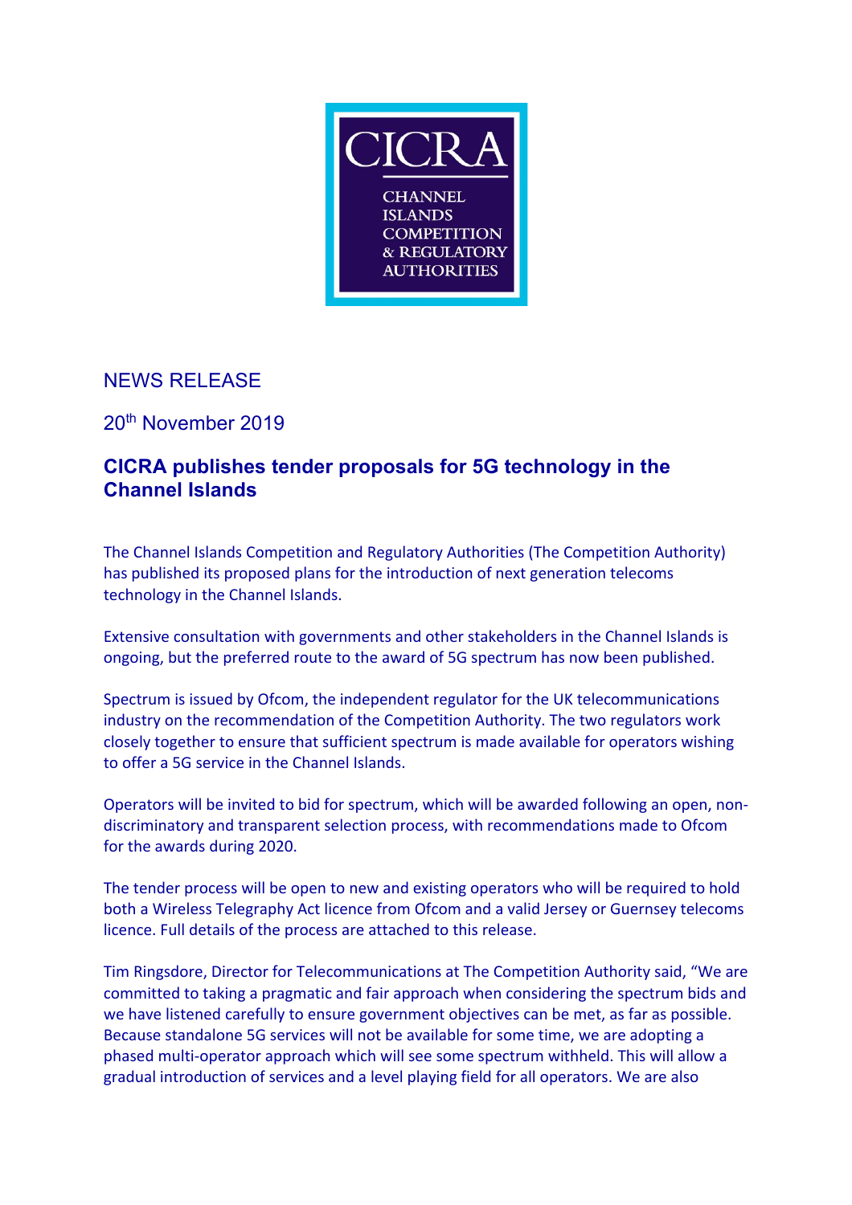CICRA

CHANNEL ISLANDS COMPETITION & REGULATORY AUTHORITIES

NEWS RELEASE

20th November 2019

## CICRA publishes tender proposals for 5G technology in the Channel Islands

The Channel Islands Competition and Regulatory Authorities (The Competition Authority) has published its proposed plans for the introduction of next generation telecoms technology in the Channel Islands.

Extensive consultation with governments and other stakeholders in the Channel Islands is ongoing, but the preferred route to the award of 5G spectrum has now been published.

Spectrum is issued by Ofcom, the independent regulator for the UK telecommunications industry on the recommendation of the Competition Authority. The two regulators work closely together to ensure that sufficient spectrum is made available for operators wishing to offer a 5G service in the Channel Islands.

Operators will be invited to bid for spectrum, which will be awarded following an open, non-discriminatory and transparent selection process, with recommendations made to Ofcom for the awards during 2020.

The tender process will be open to new and existing operators who will be required to hold both a Wireless Telegraphy Act licence from Ofcom and a valid Jersey or Guernsey telecoms licence. Full details of the process are attached to this release.

Tim Ringsdore, Director for Telecommunications at The Competition Authority said, "We are committed to taking a pragmatic and fair approach when considering the spectrum bids and we have listened carefully to ensure government objectives can be met, as far as possible. Because standalone 5G services will not be available for some time, we are adopting a phased multi-operator approach which will see some spectrum withheld. This will allow a gradual introduction of services and a level playing field for all operators. We are also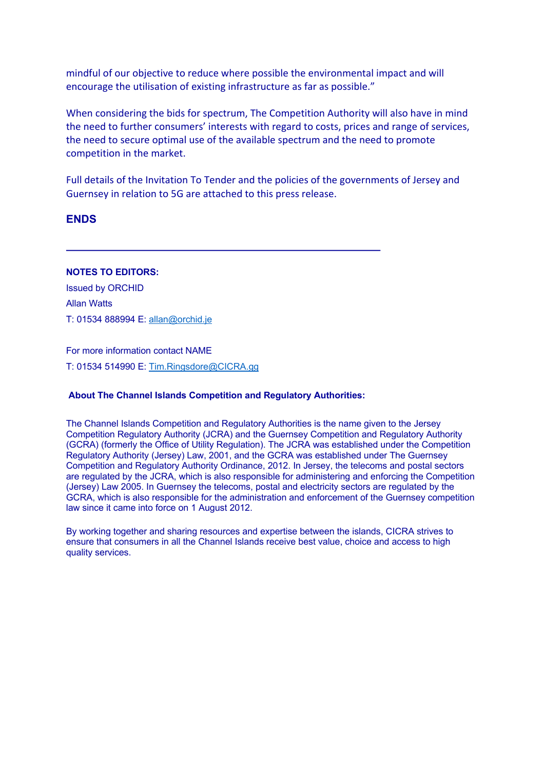mindful of our objective to reduce where possible the environmental impact and will encourage the utilisation of existing infrastructure as far as possible."

When considering the bids for spectrum, The Competition Authority will also have in mind the need to further consumers' interests with regard to costs, prices and range of services, the need to secure optimal use of the available spectrum and the need to promote competition in the market.

Full details of the Invitation To Tender and the policies of the governments of Jersey and Guernsey in relation to 5G are attached to this press release.

**ENDS**

---

**NOTES TO EDITORS:**

Issued by ORCHID

Allan Watts

T: 01534 888994 E: allan@orchid.je

For more information contact NAME

T: 01534 514990 E: Tim.Ringsdore@CICRA.gg

**About The Channel Islands Competition and Regulatory Authorities:**

The Channel Islands Competition and Regulatory Authorities is the name given to the Jersey Competition Regulatory Authority (JCRA) and the Guernsey Competition and Regulatory Authority (GCRA) (formerly the Office of Utility Regulation). The JCRA was established under the Competition Regulatory Authority (Jersey) Law, 2001, and the GCRA was established under The Guernsey Competition and Regulatory Authority Ordinance, 2012. In Jersey, the telecoms and postal sectors are regulated by the JCRA, which is also responsible for administering and enforcing the Competition (Jersey) Law 2005. In Guernsey the telecoms, postal and electricity sectors are regulated by the GCRA, which is also responsible for the administration and enforcement of the Guernsey competition law since it came into force on 1 August 2012.

By working together and sharing resources and expertise between the islands, CICRA strives to ensure that consumers in all the Channel Islands receive best value, choice and access to high quality services.